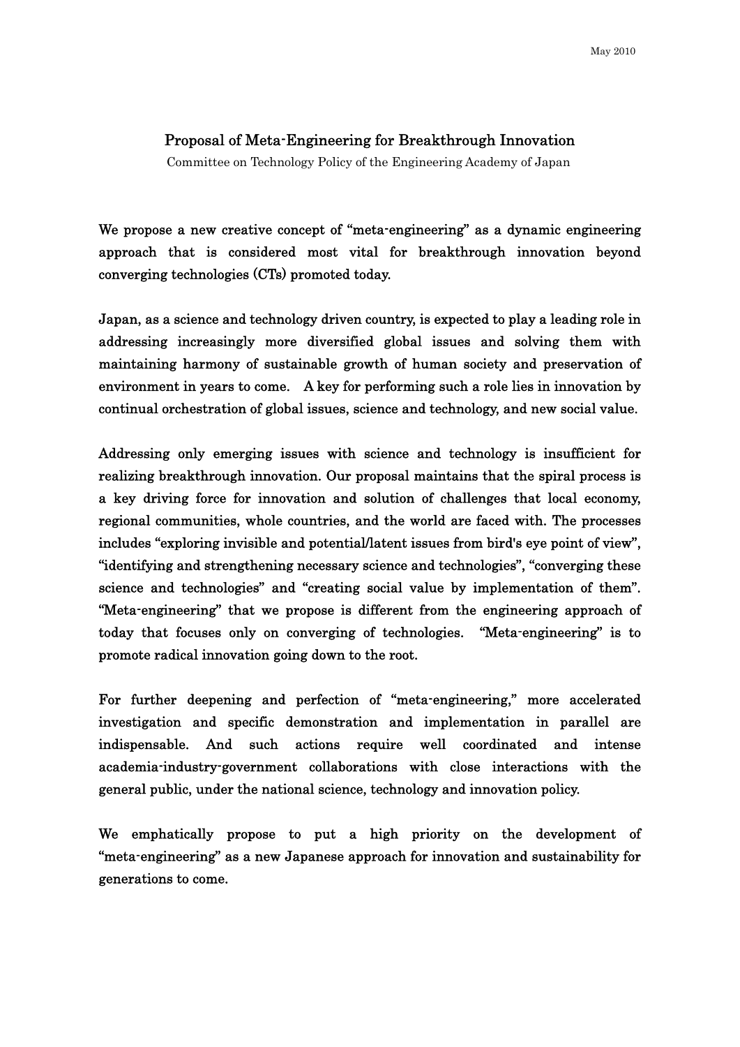May 2010

# Proposal of Meta-Engineering for Breakthrough Innovation

Committee on Technology Policy of the Engineering Academy of Japan

We propose a new creative concept of "meta-engineering" as a dynamic engineering approach that is considered most vital for breakthrough innovation beyond converging technologies (CTs) promoted today.

Japan, as a science and technology driven country, is expected to play a leading role in addressing increasingly more diversified global issues and solving them with maintaining harmony of sustainable growth of human society and preservation of environment in years to come. A key for performing such a role lies in innovation by continual orchestration of global issues, science and technology, and new social value.

Addressing only emerging issues with science and technology is insufficient for realizing breakthrough innovation. Our proposal maintains that the spiral process is a key driving force for innovation and solution of challenges that local economy, regional communities, whole countries, and the world are faced with. The processes includes "exploring invisible and potential/latent issues from bird's eye point of view", "identifying and strengthening necessary science and technologies", "converging these science and technologies" and "creating social value by implementation of them". "Meta-engineering" that we propose is different from the engineering approach of today that focuses only on converging of technologies. "Meta-engineering" is to promote radical innovation going down to the root.

For further deepening and perfection of "meta-engineering," more accelerated investigation and specific demonstration and implementation in parallel are indispensable. And such actions require well coordinated and intense academia-industry-government collaborations with close interactions with the general public, under the national science, technology and innovation policy.

We emphatically propose to put a high priority on the development of "meta-engineering" as a new Japanese approach for innovation and sustainability for generations to come.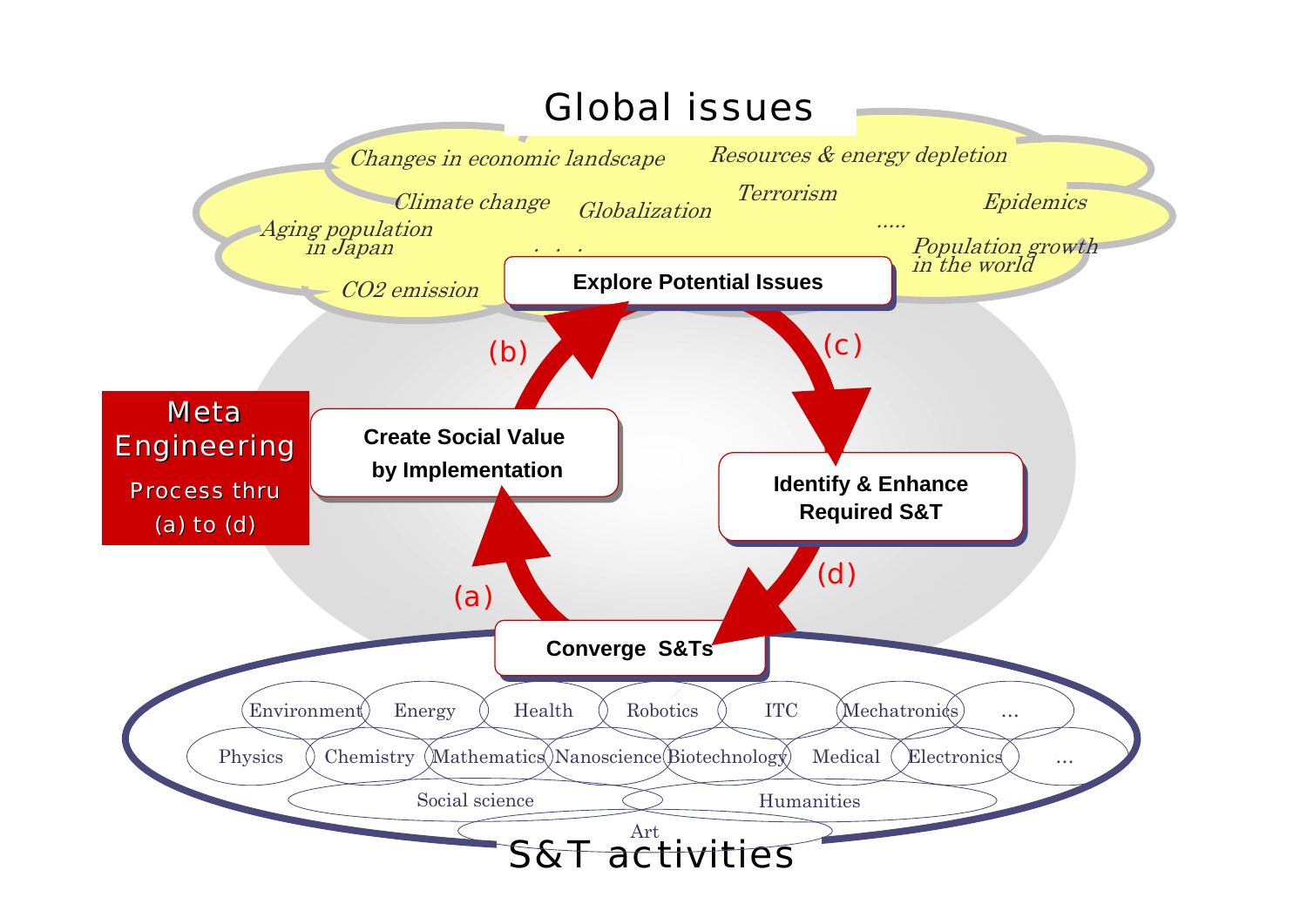Global issues

*Changes in economic landscape*
*Resources & energy depletion*
*Climate change*
*Globalization*
*Terrorism*
*Epidemics*
*Aging population in Japan*
*. . .*
*.....*
*Population growth in the world*
*CO2 emission*

**Explore Potential Issues**

(b)
(c)

Meta Engineering
Process thru (a) to (d)

**Create Social Value by Implementation**

**Identify & Enhance Required S&T**

(a)
(d)

**Converge S&Ts**

Environment
Energy
Health
Robotics
ITC
Mechatronics
...
Physics
Chemistry
Mathematics
Nanoscience
Biotechnology
Medical
Electronics
...
Social science
Humanities
Art

S&T activities